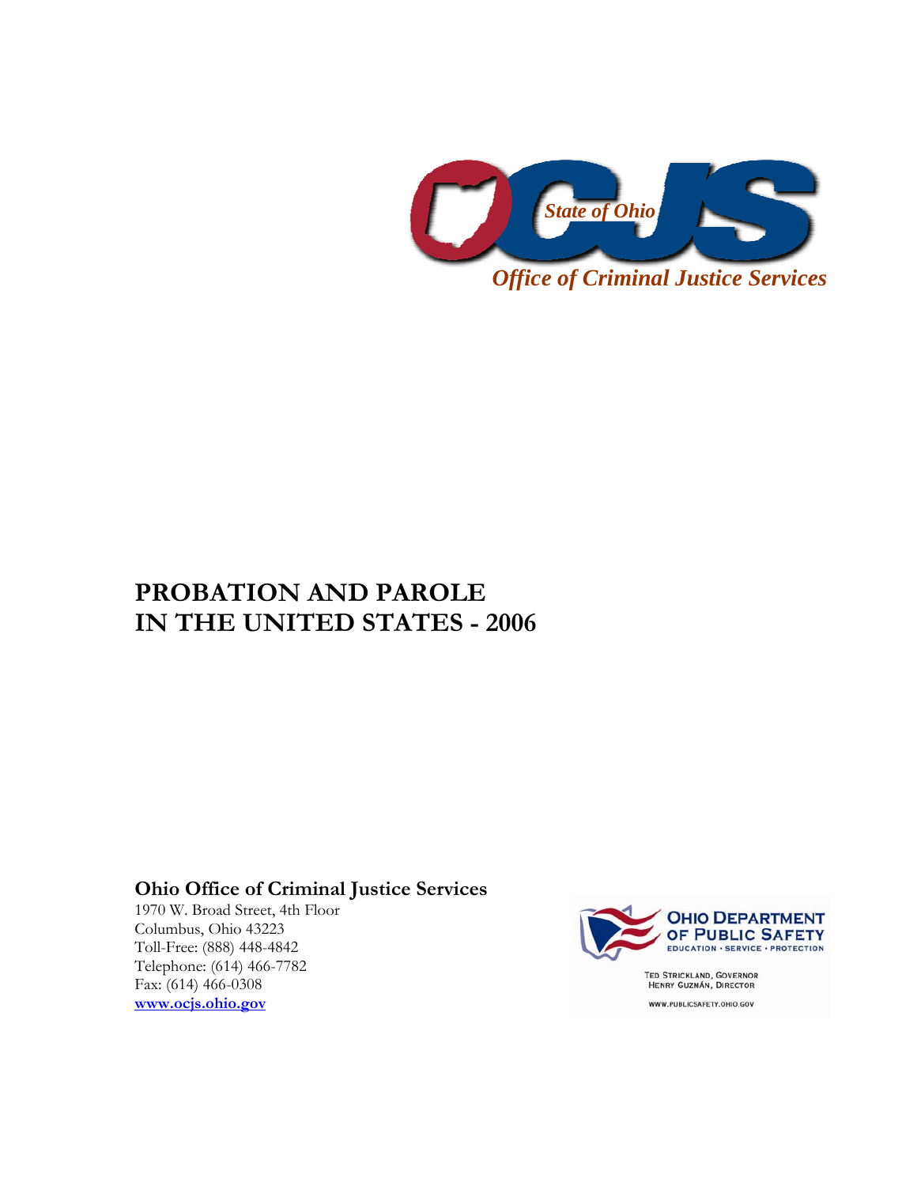State of Ohio

OCJS

*Office of Criminal Justice Services*

# PROBATION AND PAROLE IN THE UNITED STATES - 2006

**Ohio Office of Criminal Justice Services**
1970 W. Broad Street, 4th Floor
Columbus, Ohio 43223
Toll-Free: (888) 448-4842
Telephone: (614) 466-7782
Fax: (614) 466-0308
**www.ocjs.ohio.gov**

OHIO DEPARTMENT OF PUBLIC SAFETY
EDUCATION • SERVICE • PROTECTION

TED STRICKLAND, GOVERNOR
HENRY GUZMÁN, DIRECTOR

WWW.PUBLICSAFETY.OHIO.GOV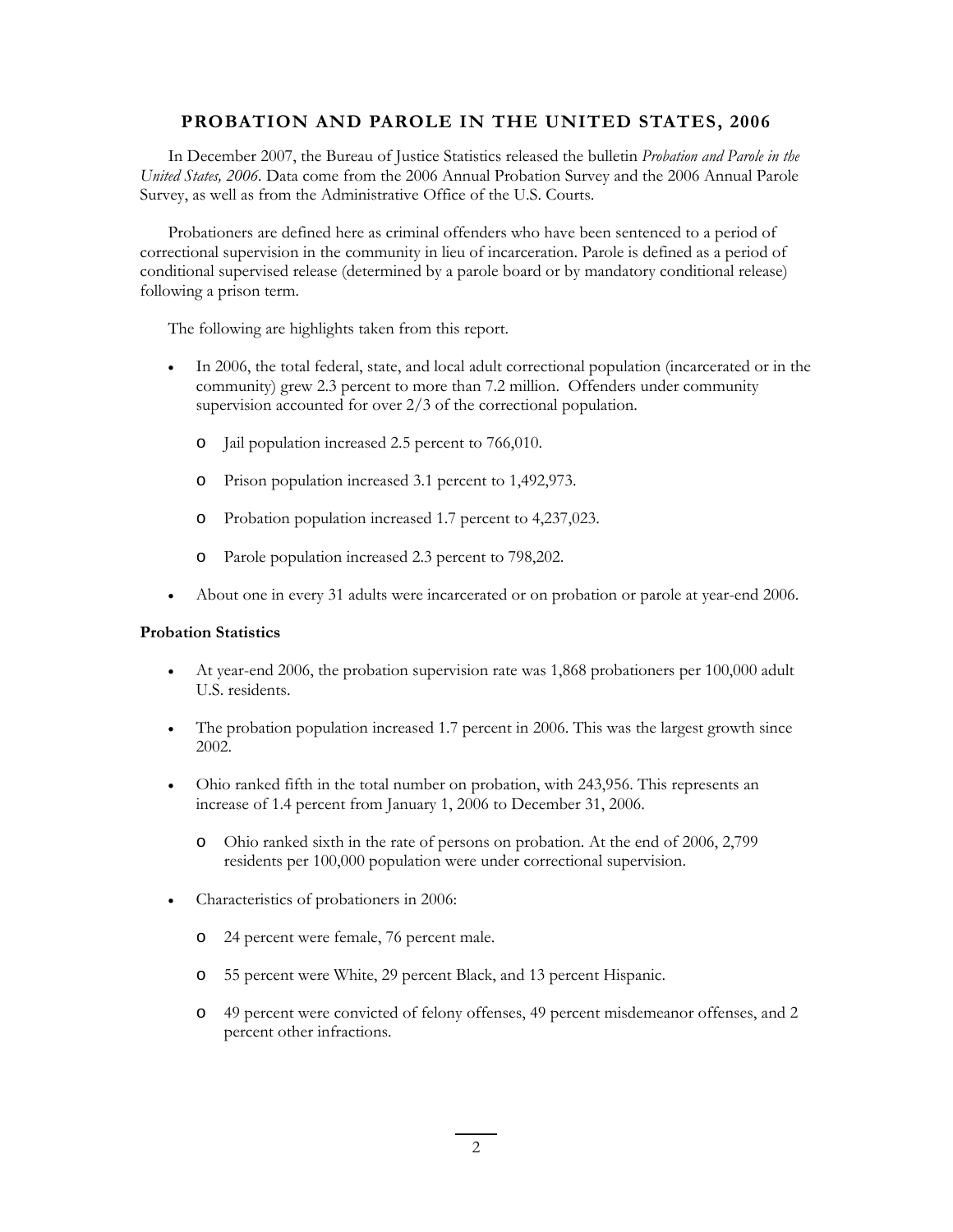# PROBATION AND PAROLE IN THE UNITED STATES, 2006

In December 2007, the Bureau of Justice Statistics released the bulletin *Probation and Parole in the United States, 2006*. Data come from the 2006 Annual Probation Survey and the 2006 Annual Parole Survey, as well as from the Administrative Office of the U.S. Courts.

Probationers are defined here as criminal offenders who have been sentenced to a period of correctional supervision in the community in lieu of incarceration. Parole is defined as a period of conditional supervised release (determined by a parole board or by mandatory conditional release) following a prison term.

The following are highlights taken from this report.

- In 2006, the total federal, state, and local adult correctional population (incarcerated or in the community) grew 2.3 percent to more than 7.2 million. Offenders under community supervision accounted for over 2/3 of the correctional population.
  - Jail population increased 2.5 percent to 766,010.
  - Prison population increased 3.1 percent to 1,492,973.
  - Probation population increased 1.7 percent to 4,237,023.
  - Parole population increased 2.3 percent to 798,202.
- About one in every 31 adults were incarcerated or on probation or parole at year-end 2006.

**Probation Statistics**

- At year-end 2006, the probation supervision rate was 1,868 probationers per 100,000 adult U.S. residents.
- The probation population increased 1.7 percent in 2006. This was the largest growth since 2002.
- Ohio ranked fifth in the total number on probation, with 243,956. This represents an increase of 1.4 percent from January 1, 2006 to December 31, 2006.
  - Ohio ranked sixth in the rate of persons on probation. At the end of 2006, 2,799 residents per 100,000 population were under correctional supervision.
- Characteristics of probationers in 2006:
  - 24 percent were female, 76 percent male.
  - 55 percent were White, 29 percent Black, and 13 percent Hispanic.
  - 49 percent were convicted of felony offenses, 49 percent misdemeanor offenses, and 2 percent other infractions.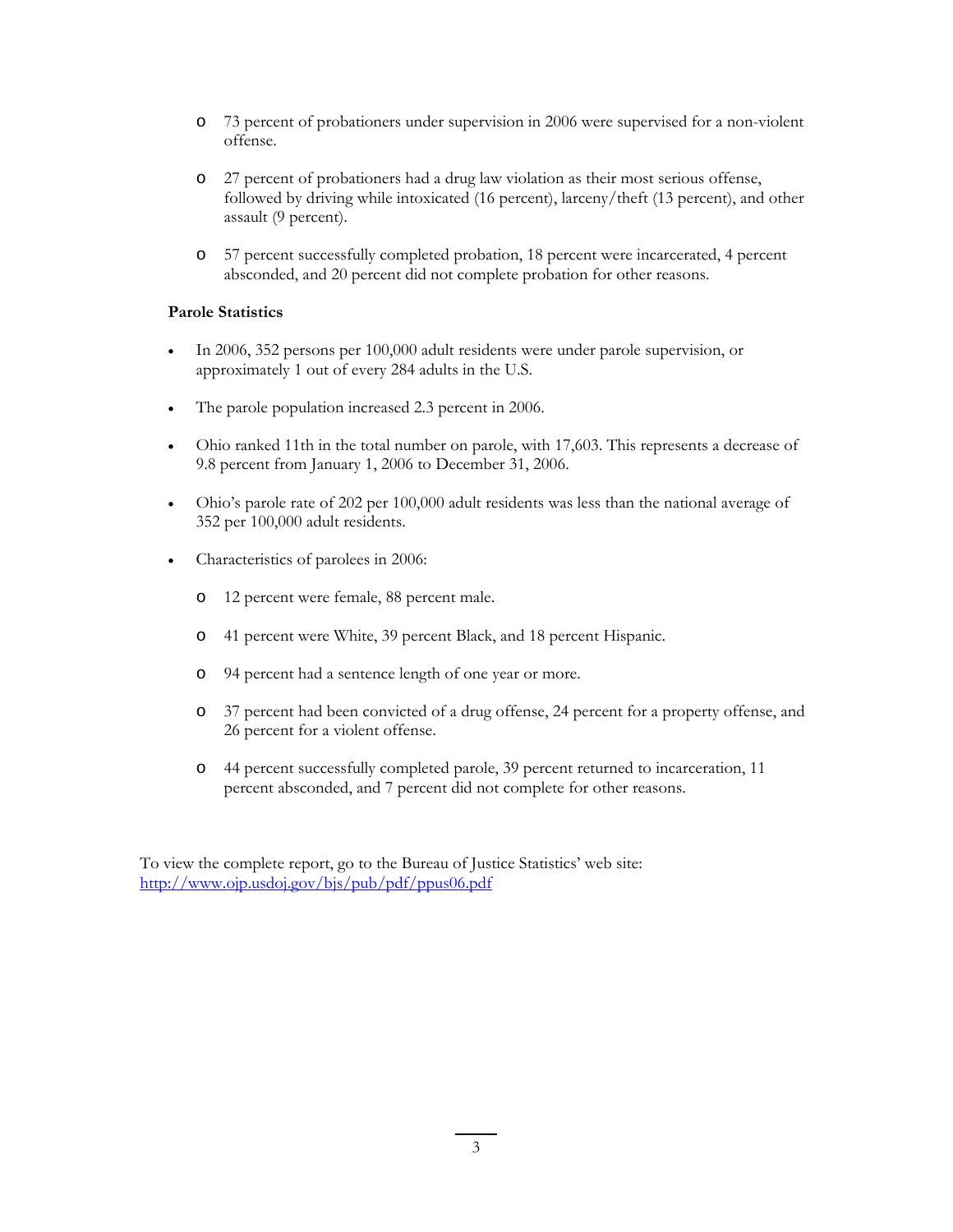- 73 percent of probationers under supervision in 2006 were supervised for a non-violent offense.
  - 27 percent of probationers had a drug law violation as their most serious offense, followed by driving while intoxicated (16 percent), larceny/theft (13 percent), and other assault (9 percent).
  - 57 percent successfully completed probation, 18 percent were incarcerated, 4 percent absconded, and 20 percent did not complete probation for other reasons.

**Parole Statistics**

- In 2006, 352 persons per 100,000 adult residents were under parole supervision, or approximately 1 out of every 284 adults in the U.S.
- The parole population increased 2.3 percent in 2006.
- Ohio ranked 11th in the total number on parole, with 17,603. This represents a decrease of 9.8 percent from January 1, 2006 to December 31, 2006.
- Ohio's parole rate of 202 per 100,000 adult residents was less than the national average of 352 per 100,000 adult residents.
- Characteristics of parolees in 2006:
  - 12 percent were female, 88 percent male.
  - 41 percent were White, 39 percent Black, and 18 percent Hispanic.
  - 94 percent had a sentence length of one year or more.
  - 37 percent had been convicted of a drug offense, 24 percent for a property offense, and 26 percent for a violent offense.
  - 44 percent successfully completed parole, 39 percent returned to incarceration, 11 percent absconded, and 7 percent did not complete for other reasons.

To view the complete report, go to the Bureau of Justice Statistics' web site: http://www.ojp.usdoj.gov/bjs/pub/pdf/ppus06.pdf